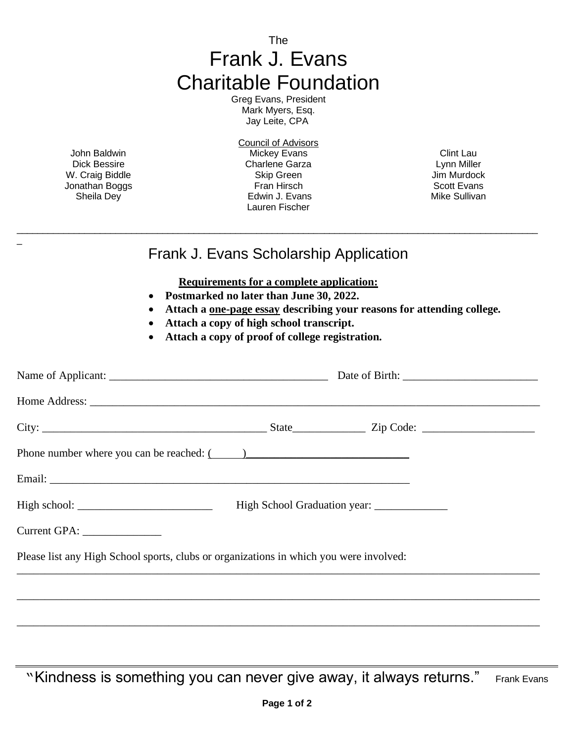The

# Frank J. Evans Charitable Foundation

Greg Evans, President
Mark Myers, Esq.
Jay Leite, CPA

Council of Advisors

John Baldwin
Dick Bessire
W. Craig Biddle
Jonathan Boggs
Sheila Dey
Mickey Evans
Charlene Garza
Skip Green
Fran Hirsch
Edwin J. Evans
Lauren Fischer
Clint Lau
Lynn Miller
Jim Murdock
Scott Evans
Mike Sullivan

---

## Frank J. Evans Scholarship Application

**Requirements for a complete application:**

- **Postmarked no later than June 30, 2022.**
- **Attach a one-page essay describing your reasons for attending college.**
- **Attach a copy of high school transcript.**
- **Attach a copy of proof of college registration.**

Name of Applicant: ______________________________________ Date of Birth: _______________________

Home Address: ___________________________________________________________________________

City: _______________________________________ State____________ Zip Code: ___________________

Phone number where you can be reached: (______)____________________________

Email: ______________________________________________________________

High school: _______________________ High School Graduation year: ____________

Current GPA: ______________

Please list any High School sports, clubs or organizations in which you were involved:

_______________________________________________________________________________________

_______________________________________________________________________________________

_______________________________________________________________________________________

"Kindness is something you can never give away, it always returns." Frank Evans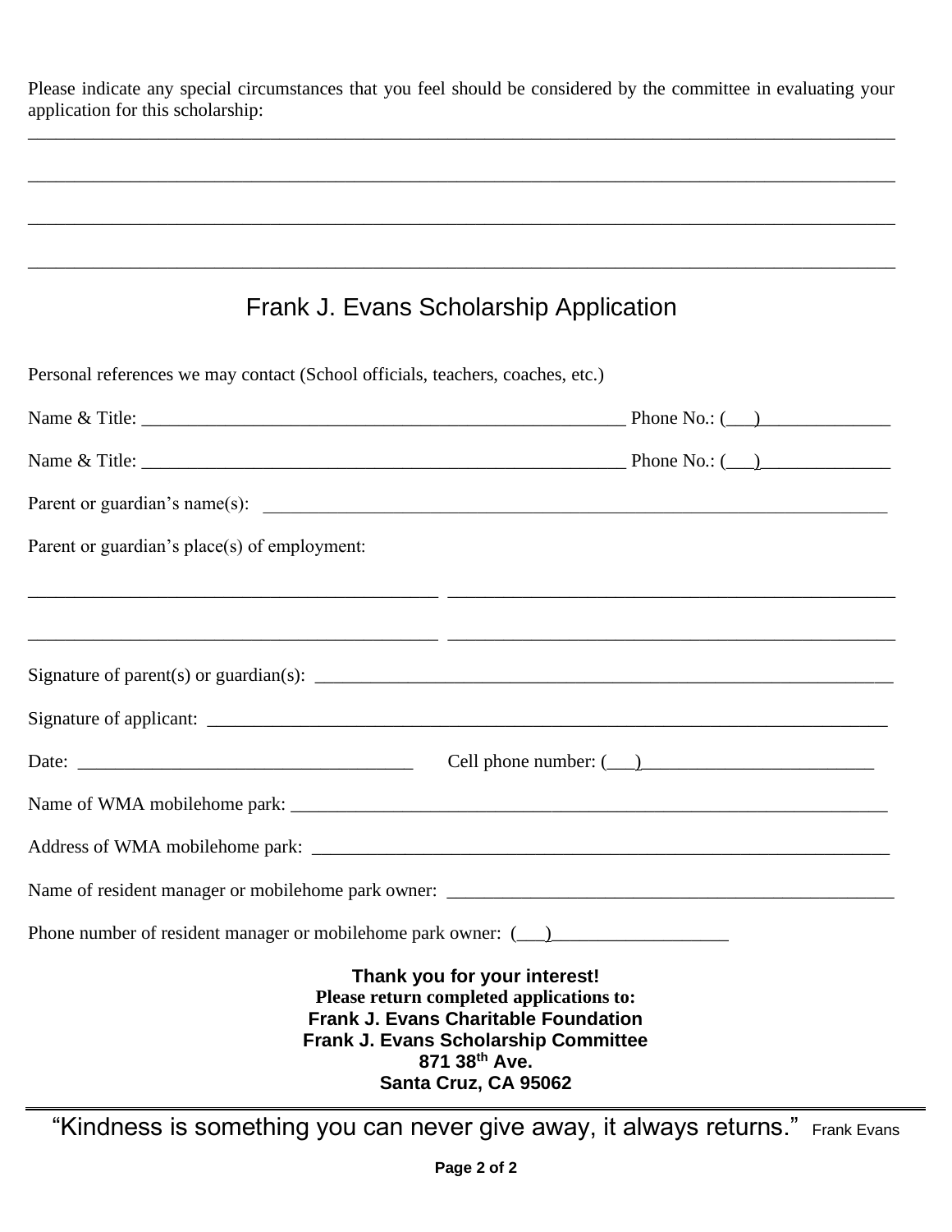Please indicate any special circumstances that you feel should be considered by the committee in evaluating your application for this scholarship:

______________________________________________________________________________________

______________________________________________________________________________________

______________________________________________________________________________________

______________________________________________________________________________________

## Frank J. Evans Scholarship Application

Personal references we may contact (School officials, teachers, coaches, etc.)

Name & Title: _____________________________________________________ Phone No.: (___)______________

Name & Title: _____________________________________________________ Phone No.: (___)______________

Parent or guardian's name(s): _____________________________________________________________________

Parent or guardian's place(s) of employment:

_____________________________________________ _____________________________________________

_____________________________________________ _____________________________________________

Signature of parent(s) or guardian(s): ______________________________________________________________

Signature of applicant: __________________________________________________________________________

Date: ____________________________________ Cell phone number: (___)_________________________

Name of WMA mobilehome park: __________________________________________________________________

Address of WMA mobilehome park: ________________________________________________________________

Name of resident manager or mobilehome park owner: ______________________________________________

Phone number of resident manager or mobilehome park owner: (___)___________________

**Thank you for your interest!**
**Please return completed applications to:**
**Frank J. Evans Charitable Foundation**
**Frank J. Evans Scholarship Committee**
**871 38th Ave.**
**Santa Cruz, CA 95062**

"Kindness is something you can never give away, it always returns." Frank Evans